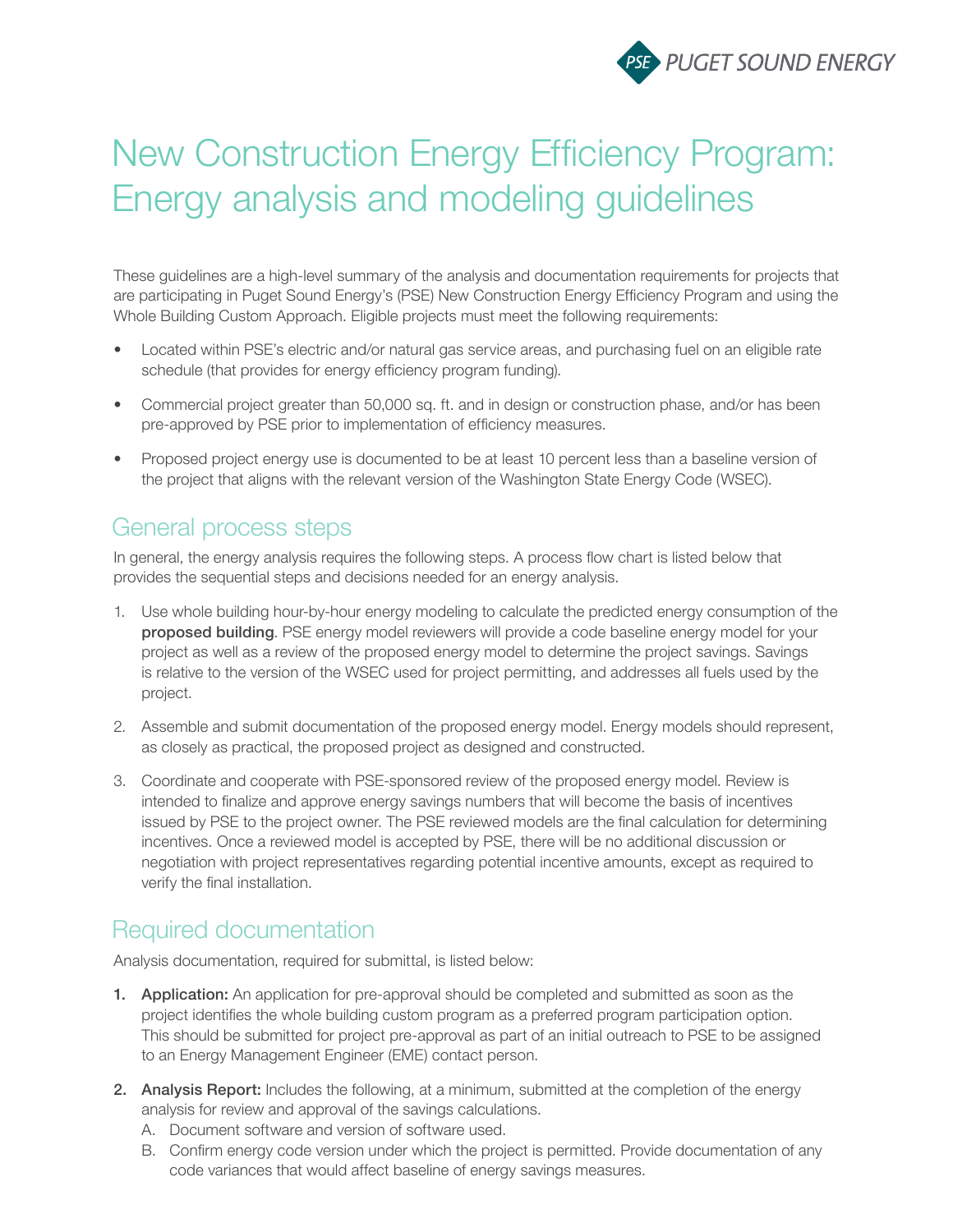# New Construction Energy Efficiency Program: Energy analysis and modeling guidelines

These guidelines are a high-level summary of the analysis and documentation requirements for projects that are participating in Puget Sound Energy's (PSE) New Construction Energy Efficiency Program and using the Whole Building Custom Approach. Eligible projects must meet the following requirements:

- Located within PSE's electric and/or natural gas service areas, and purchasing fuel on an eligible rate schedule (that provides for energy efficiency program funding).
- Commercial project greater than 50,000 sq. ft. and in design or construction phase, and/or has been pre-approved by PSE prior to implementation of efficiency measures.
- Proposed project energy use is documented to be at least 10 percent less than a baseline version of the project that aligns with the relevant version of the Washington State Energy Code (WSEC).

## General process steps

In general, the energy analysis requires the following steps. A process flow chart is listed below that provides the sequential steps and decisions needed for an energy analysis.

1. Use whole building hour-by-hour energy modeling to calculate the predicted energy consumption of the **proposed building**. PSE energy model reviewers will provide a code baseline energy model for your project as well as a review of the proposed energy model to determine the project savings. Savings is relative to the version of the WSEC used for project permitting, and addresses all fuels used by the project.
2. Assemble and submit documentation of the proposed energy model. Energy models should represent, as closely as practical, the proposed project as designed and constructed.
3. Coordinate and cooperate with PSE-sponsored review of the proposed energy model. Review is intended to finalize and approve energy savings numbers that will become the basis of incentives issued by PSE to the project owner. The PSE reviewed models are the final calculation for determining incentives. Once a reviewed model is accepted by PSE, there will be no additional discussion or negotiation with project representatives regarding potential incentive amounts, except as required to verify the final installation.

## Required documentation

Analysis documentation, required for submittal, is listed below:

1. **Application:** An application for pre-approval should be completed and submitted as soon as the project identifies the whole building custom program as a preferred program participation option. This should be submitted for project pre-approval as part of an initial outreach to PSE to be assigned to an Energy Management Engineer (EME) contact person.
2. **Analysis Report:** Includes the following, at a minimum, submitted at the completion of the energy analysis for review and approval of the savings calculations.
   A. Document software and version of software used.
   B. Confirm energy code version under which the project is permitted. Provide documentation of any code variances that would affect baseline of energy savings measures.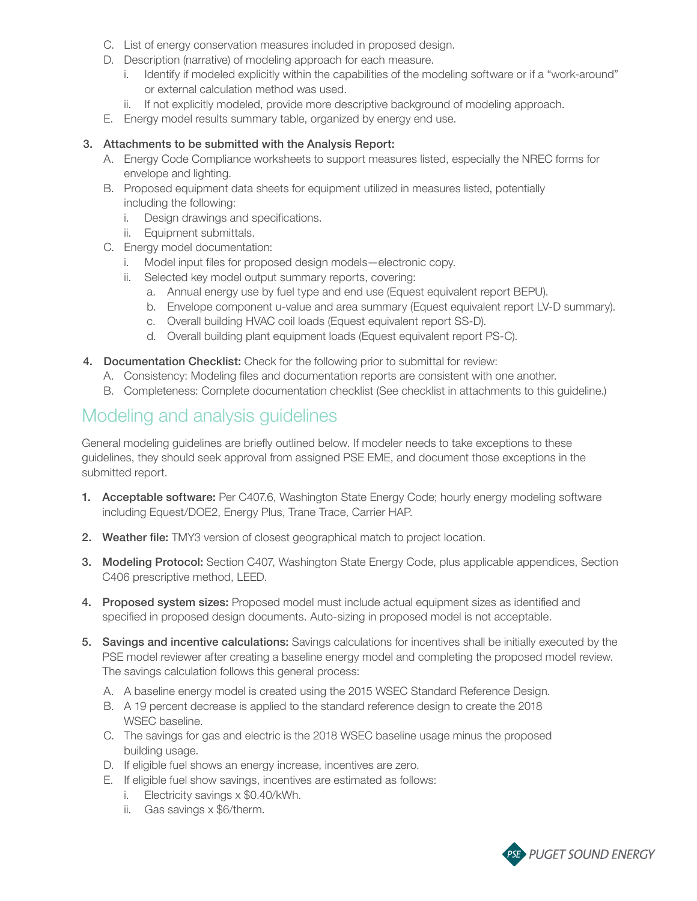C. List of energy conservation measures included in proposed design.

D. Description (narrative) of modeling approach for each measure.

   i. Identify if modeled explicitly within the capabilities of the modeling software or if a "work-around" or external calculation method was used.

   ii. If not explicitly modeled, provide more descriptive background of modeling approach.

E. Energy model results summary table, organized by energy end use.

3. **Attachments to be submitted with the Analysis Report:**

   A. Energy Code Compliance worksheets to support measures listed, especially the NREC forms for envelope and lighting.

   B. Proposed equipment data sheets for equipment utilized in measures listed, potentially including the following:

      i. Design drawings and specifications.

      ii. Equipment submittals.

   C. Energy model documentation:

      i. Model input files for proposed design models—electronic copy.

      ii. Selected key model output summary reports, covering:

         a. Annual energy use by fuel type and end use (Equest equivalent report BEPU).

         b. Envelope component u-value and area summary (Equest equivalent report LV-D summary).

         c. Overall building HVAC coil loads (Equest equivalent report SS-D).

         d. Overall building plant equipment loads (Equest equivalent report PS-C).

4. **Documentation Checklist:** Check for the following prior to submittal for review:

   A. Consistency: Modeling files and documentation reports are consistent with one another.

   B. Completeness: Complete documentation checklist (See checklist in attachments to this guideline.)

## Modeling and analysis guidelines

General modeling guidelines are briefly outlined below. If modeler needs to take exceptions to these guidelines, they should seek approval from assigned PSE EME, and document those exceptions in the submitted report.

1. **Acceptable software:** Per C407.6, Washington State Energy Code; hourly energy modeling software including Equest/DOE2, Energy Plus, Trane Trace, Carrier HAP.

2. **Weather file:** TMY3 version of closest geographical match to project location.

3. **Modeling Protocol:** Section C407, Washington State Energy Code, plus applicable appendices, Section C406 prescriptive method, LEED.

4. **Proposed system sizes:** Proposed model must include actual equipment sizes as identified and specified in proposed design documents. Auto-sizing in proposed model is not acceptable.

5. **Savings and incentive calculations:** Savings calculations for incentives shall be initially executed by the PSE model reviewer after creating a baseline energy model and completing the proposed model review. The savings calculation follows this general process:

   A. A baseline energy model is created using the 2015 WSEC Standard Reference Design.

   B. A 19 percent decrease is applied to the standard reference design to create the 2018 WSEC baseline.

   C. The savings for gas and electric is the 2018 WSEC baseline usage minus the proposed building usage.

   D. If eligible fuel shows an energy increase, incentives are zero.

   E. If eligible fuel show savings, incentives are estimated as follows:

      i. Electricity savings x $0.40/kWh.

      ii. Gas savings x $6/therm.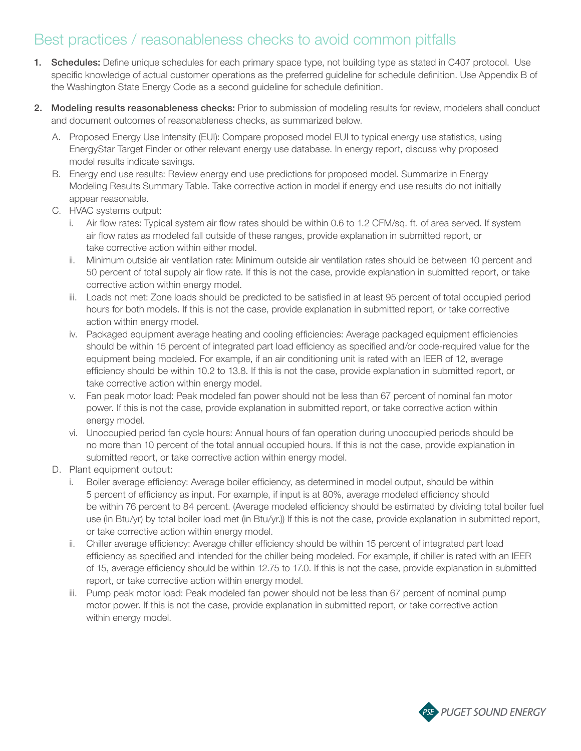# Best practices / reasonableness checks to avoid common pitfalls

1. **Schedules:** Define unique schedules for each primary space type, not building type as stated in C407 protocol. Use specific knowledge of actual customer operations as the preferred guideline for schedule definition. Use Appendix B of the Washington State Energy Code as a second guideline for schedule definition.

2. **Modeling results reasonableness checks:** Prior to submission of modeling results for review, modelers shall conduct and document outcomes of reasonableness checks, as summarized below.

   A. Proposed Energy Use Intensity (EUI): Compare proposed model EUI to typical energy use statistics, using EnergyStar Target Finder or other relevant energy use database. In energy report, discuss why proposed model results indicate savings.

   B. Energy end use results: Review energy end use predictions for proposed model. Summarize in Energy Modeling Results Summary Table. Take corrective action in model if energy end use results do not initially appear reasonable.

   C. HVAC systems output:

      i. Air flow rates: Typical system air flow rates should be within 0.6 to 1.2 CFM/sq. ft. of area served. If system air flow rates as modeled fall outside of these ranges, provide explanation in submitted report, or take corrective action within either model.

      ii. Minimum outside air ventilation rate: Minimum outside air ventilation rates should be between 10 percent and 50 percent of total supply air flow rate. If this is not the case, provide explanation in submitted report, or take corrective action within energy model.

      iii. Loads not met: Zone loads should be predicted to be satisfied in at least 95 percent of total occupied period hours for both models. If this is not the case, provide explanation in submitted report, or take corrective action within energy model.

      iv. Packaged equipment average heating and cooling efficiencies: Average packaged equipment efficiencies should be within 15 percent of integrated part load efficiency as specified and/or code-required value for the equipment being modeled. For example, if an air conditioning unit is rated with an IEER of 12, average efficiency should be within 10.2 to 13.8. If this is not the case, provide explanation in submitted report, or take corrective action within energy model.

      v. Fan peak motor load: Peak modeled fan power should not be less than 67 percent of nominal fan motor power. If this is not the case, provide explanation in submitted report, or take corrective action within energy model.

      vi. Unoccupied period fan cycle hours: Annual hours of fan operation during unoccupied periods should be no more than 10 percent of the total annual occupied hours. If this is not the case, provide explanation in submitted report, or take corrective action within energy model.

   D. Plant equipment output:

      i. Boiler average efficiency: Average boiler efficiency, as determined in model output, should be within 5 percent of efficiency as input. For example, if input is at 80%, average modeled efficiency should be within 76 percent to 84 percent. (Average modeled efficiency should be estimated by dividing total boiler fuel use (in Btu/yr) by total boiler load met (in Btu/yr.)) If this is not the case, provide explanation in submitted report, or take corrective action within energy model.

      ii. Chiller average efficiency: Average chiller efficiency should be within 15 percent of integrated part load efficiency as specified and intended for the chiller being modeled. For example, if chiller is rated with an IEER of 15, average efficiency should be within 12.75 to 17.0. If this is not the case, provide explanation in submitted report, or take corrective action within energy model.

      iii. Pump peak motor load: Peak modeled fan power should not be less than 67 percent of nominal pump motor power. If this is not the case, provide explanation in submitted report, or take corrective action within energy model.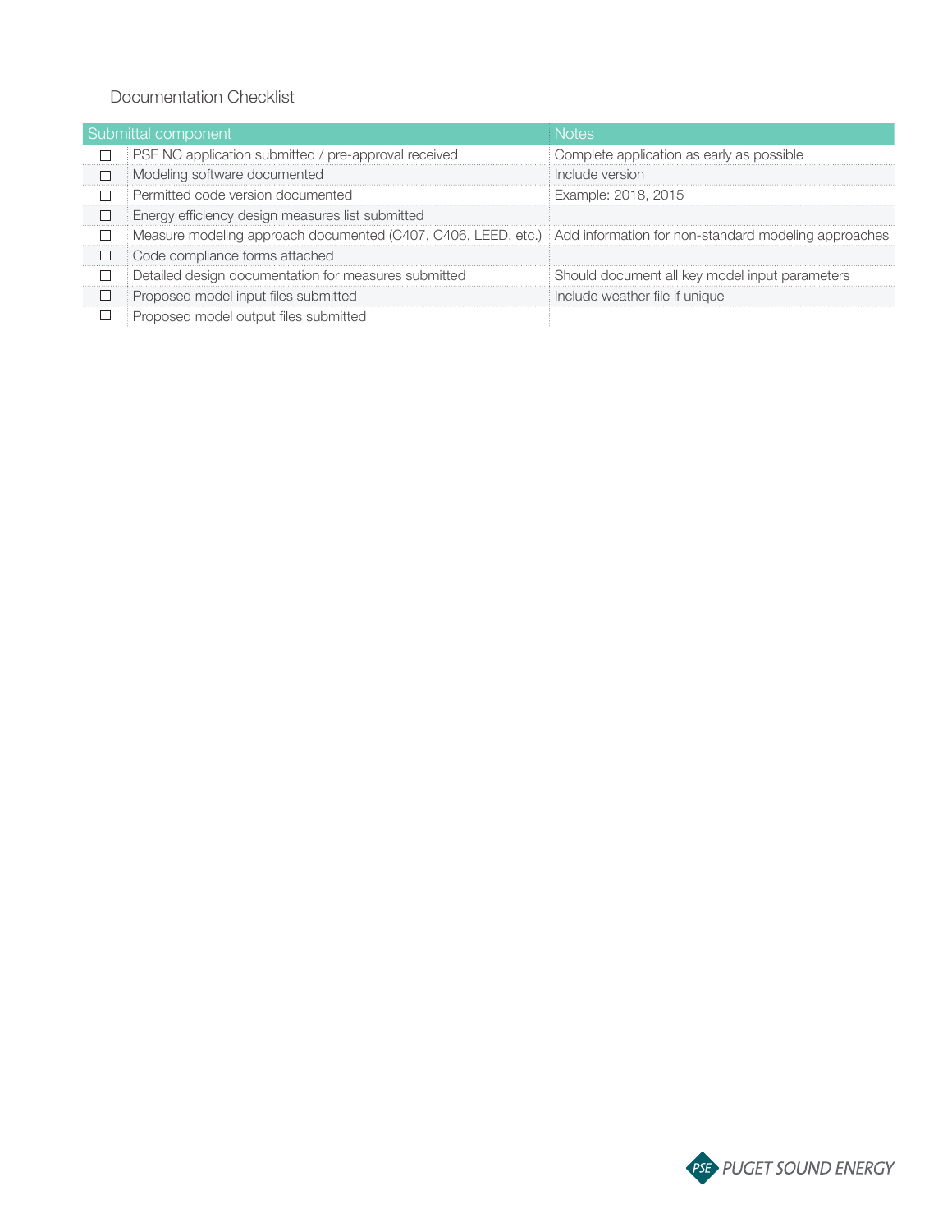## Documentation Checklist

| | Submittal component | Notes |
|---|---|---|
| ☐ | PSE NC application submitted / pre-approval received | Complete application as early as possible |
| ☐ | Modeling software documented | Include version |
| ☐ | Permitted code version documented | Example: 2018, 2015 |
| ☐ | Energy efficiency design measures list submitted | |
| ☐ | Measure modeling approach documented (C407, C406, LEED, etc.) | Add information for non-standard modeling approaches |
| ☐ | Code compliance forms attached | |
| ☐ | Detailed design documentation for measures submitted | Should document all key model input parameters |
| ☐ | Proposed model input files submitted | Include weather file if unique |
| ☐ | Proposed model output files submitted | |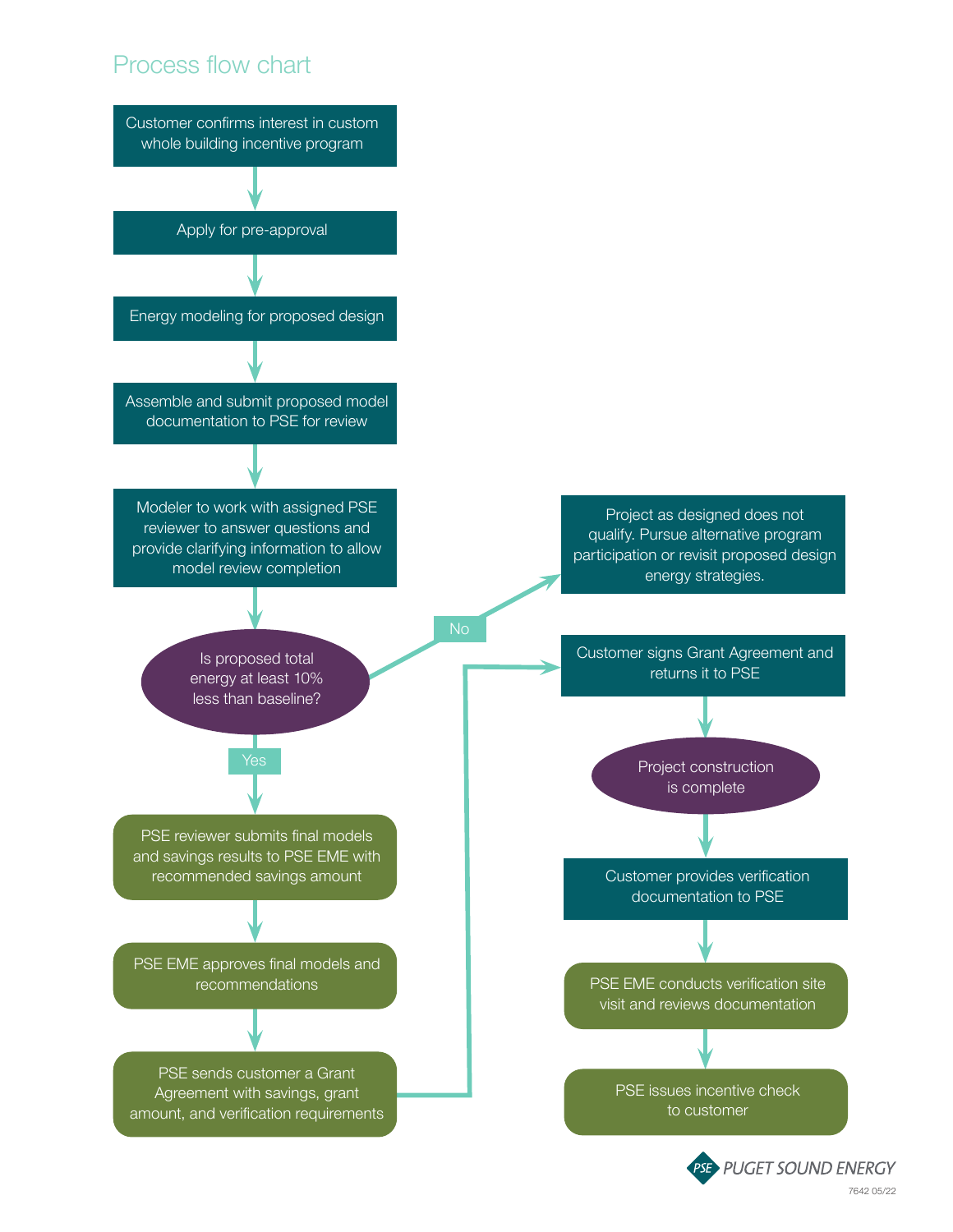## Process flow chart

Customer confirms interest in custom whole building incentive program

Apply for pre-approval

Energy modeling for proposed design

Assemble and submit proposed model documentation to PSE for review

Modeler to work with assigned PSE reviewer to answer questions and provide clarifying information to allow model review completion

Is proposed total energy at least 10% less than baseline?

No

Project as designed does not qualify. Pursue alternative program participation or revisit proposed design energy strategies.

Yes

PSE reviewer submits final models and savings results to PSE EME with recommended savings amount

PSE EME approves final models and recommendations

PSE sends customer a Grant Agreement with savings, grant amount, and verification requirements

Customer signs Grant Agreement and returns it to PSE

Project construction is complete

Customer provides verification documentation to PSE

PSE EME conducts verification site visit and reviews documentation

PSE issues incentive check to customer

PSE PUGET SOUND ENERGY

7642 05/22